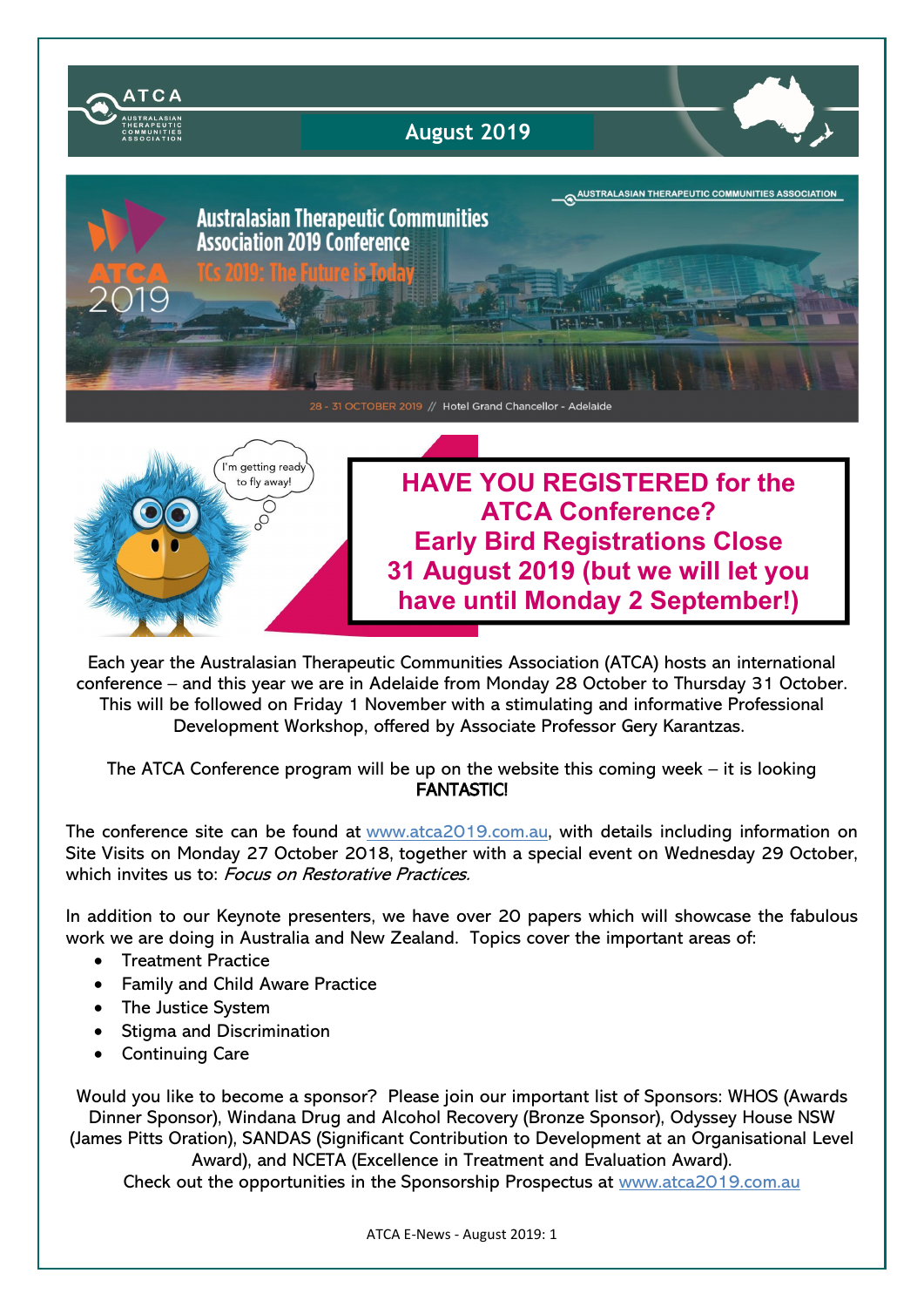ATCA

AUSTRALASIAN THERAPEUTIC COMMUNITIES ASSOCIATION

August 2019

AUSTRALASIAN THERAPEUTIC COMMUNITIES ASSOCIATION

# Australasian Therapeutic Communities Association 2019 Conference

## TCs 2019: The Future is Today

ATCA 2019

28 - 31 OCTOBER 2019 // Hotel Grand Chancellor - Adelaide

I'm getting ready to fly away!

## HAVE YOU REGISTERED for the ATCA Conference? Early Bird Registrations Close 31 August 2019 (but we will let you have until Monday 2 September!)

Each year the Australasian Therapeutic Communities Association (ATCA) hosts an international conference – and this year we are in Adelaide from Monday 28 October to Thursday 31 October. This will be followed on Friday 1 November with a stimulating and informative Professional Development Workshop, offered by Associate Professor Gery Karantzas.

The ATCA Conference program will be up on the website this coming week – it is looking **FANTASTIC!**

The conference site can be found at www.atca2019.com.au, with details including information on Site Visits on Monday 27 October 2018, together with a special event on Wednesday 29 October, which invites us to: *Focus on Restorative Practices.*

In addition to our Keynote presenters, we have over 20 papers which will showcase the fabulous work we are doing in Australia and New Zealand. Topics cover the important areas of:

- Treatment Practice
- Family and Child Aware Practice
- The Justice System
- Stigma and Discrimination
- Continuing Care

Would you like to become a sponsor? Please join our important list of Sponsors: WHOS (Awards Dinner Sponsor), Windana Drug and Alcohol Recovery (Bronze Sponsor), Odyssey House NSW (James Pitts Oration), SANDAS (Significant Contribution to Development at an Organisational Level Award), and NCETA (Excellence in Treatment and Evaluation Award).
Check out the opportunities in the Sponsorship Prospectus at www.atca2019.com.au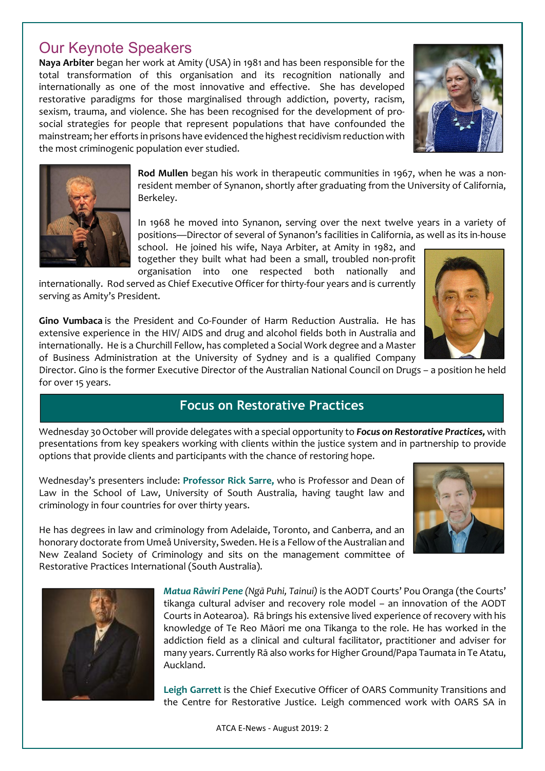## Our Keynote Speakers

**Naya Arbiter** began her work at Amity (USA) in 1981 and has been responsible for the total transformation of this organisation and its recognition nationally and internationally as one of the most innovative and effective. She has developed restorative paradigms for those marginalised through addiction, poverty, racism, sexism, trauma, and violence. She has been recognised for the development of pro-social strategies for people that represent populations that have confounded the mainstream; her efforts in prisons have evidenced the highest recidivism reduction with the most criminogenic population ever studied.

**Rod Mullen** began his work in therapeutic communities in 1967, when he was a non-resident member of Synanon, shortly after graduating from the University of California, Berkeley.

In 1968 he moved into Synanon, serving over the next twelve years in a variety of positions—Director of several of Synanon's facilities in California, as well as its in-house school. He joined his wife, Naya Arbiter, at Amity in 1982, and together they built what had been a small, troubled non-profit organisation into one respected both nationally and internationally. Rod served as Chief Executive Officer for thirty-four years and is currently serving as Amity's President.

**Gino Vumbaca** is the President and Co-Founder of Harm Reduction Australia. He has extensive experience in the HIV/ AIDS and drug and alcohol fields both in Australia and internationally. He is a Churchill Fellow, has completed a Social Work degree and a Master of Business Administration at the University of Sydney and is a qualified Company Director. Gino is the former Executive Director of the Australian National Council on Drugs – a position he held for over 15 years.

## Focus on Restorative Practices

Wednesday 30 October will provide delegates with a special opportunity to ***Focus on Restorative Practices,*** with presentations from key speakers working with clients within the justice system and in partnership to provide options that provide clients and participants with the chance of restoring hope.

Wednesday's presenters include: **Professor Rick Sarre,** who is Professor and Dean of Law in the School of Law, University of South Australia, having taught law and criminology in four countries for over thirty years.

He has degrees in law and criminology from Adelaide, Toronto, and Canberra, and an honorary doctorate from Umeå University, Sweden. He is a Fellow of the Australian and New Zealand Society of Criminology and sits on the management committee of Restorative Practices International (South Australia).

***Matua Rāwiri Pene*** *(Ngā Puhi, Tainui)* is the AODT Courts' Pou Oranga (the Courts' tikanga cultural adviser and recovery role model – an innovation of the AODT Courts in Aotearoa). Rā brings his extensive lived experience of recovery with his knowledge of Te Reo Māori me ona Tikanga to the role. He has worked in the addiction field as a clinical and cultural facilitator, practitioner and adviser for many years. Currently Rā also works for Higher Ground/Papa Taumata in Te Atatu, Auckland.

**Leigh Garrett** is the Chief Executive Officer of OARS Community Transitions and the Centre for Restorative Justice. Leigh commenced work with OARS SA in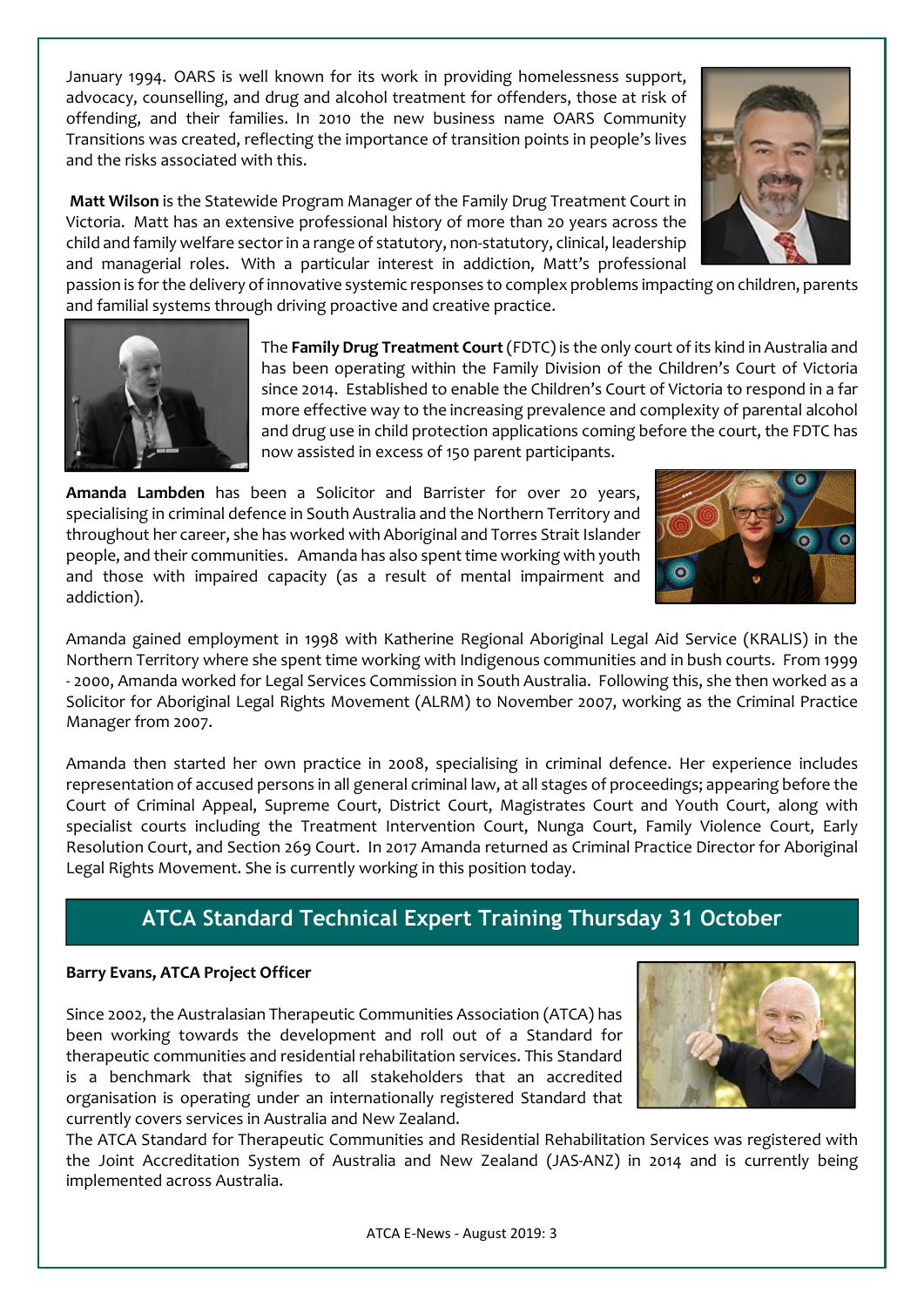January 1994. OARS is well known for its work in providing homelessness support, advocacy, counselling, and drug and alcohol treatment for offenders, those at risk of offending, and their families. In 2010 the new business name OARS Community Transitions was created, reflecting the importance of transition points in people's lives and the risks associated with this.

**Matt Wilson** is the Statewide Program Manager of the Family Drug Treatment Court in Victoria. Matt has an extensive professional history of more than 20 years across the child and family welfare sector in a range of statutory, non-statutory, clinical, leadership and managerial roles. With a particular interest in addiction, Matt's professional passion is for the delivery of innovative systemic responses to complex problems impacting on children, parents and familial systems through driving proactive and creative practice.

The **Family Drug Treatment Court** (FDTC) is the only court of its kind in Australia and has been operating within the Family Division of the Children's Court of Victoria since 2014. Established to enable the Children's Court of Victoria to respond in a far more effective way to the increasing prevalence and complexity of parental alcohol and drug use in child protection applications coming before the court, the FDTC has now assisted in excess of 150 parent participants.

**Amanda Lambden** has been a Solicitor and Barrister for over 20 years, specialising in criminal defence in South Australia and the Northern Territory and throughout her career, she has worked with Aboriginal and Torres Strait Islander people, and their communities. Amanda has also spent time working with youth and those with impaired capacity (as a result of mental impairment and addiction).

Amanda gained employment in 1998 with Katherine Regional Aboriginal Legal Aid Service (KRALIS) in the Northern Territory where she spent time working with Indigenous communities and in bush courts. From 1999 - 2000, Amanda worked for Legal Services Commission in South Australia. Following this, she then worked as a Solicitor for Aboriginal Legal Rights Movement (ALRM) to November 2007, working as the Criminal Practice Manager from 2007.

Amanda then started her own practice in 2008, specialising in criminal defence. Her experience includes representation of accused persons in all general criminal law, at all stages of proceedings; appearing before the Court of Criminal Appeal, Supreme Court, District Court, Magistrates Court and Youth Court, along with specialist courts including the Treatment Intervention Court, Nunga Court, Family Violence Court, Early Resolution Court, and Section 269 Court. In 2017 Amanda returned as Criminal Practice Director for Aboriginal Legal Rights Movement. She is currently working in this position today.

## ATCA Standard Technical Expert Training Thursday 31 October

**Barry Evans, ATCA Project Officer**

Since 2002, the Australasian Therapeutic Communities Association (ATCA) has been working towards the development and roll out of a Standard for therapeutic communities and residential rehabilitation services. This Standard is a benchmark that signifies to all stakeholders that an accredited organisation is operating under an internationally registered Standard that currently covers services in Australia and New Zealand.

The ATCA Standard for Therapeutic Communities and Residential Rehabilitation Services was registered with the Joint Accreditation System of Australia and New Zealand (JAS-ANZ) in 2014 and is currently being implemented across Australia.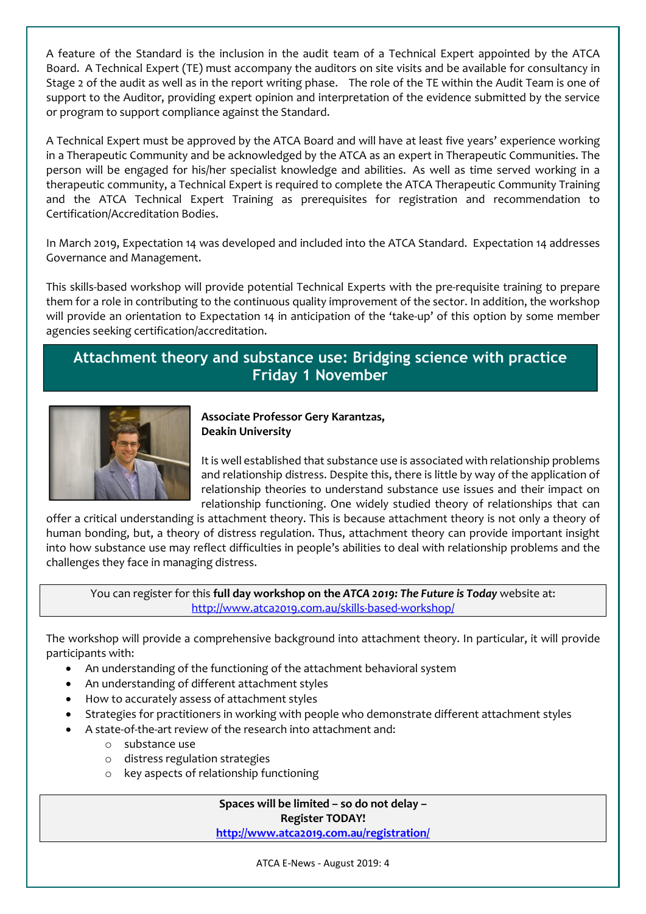A feature of the Standard is the inclusion in the audit team of a Technical Expert appointed by the ATCA Board. A Technical Expert (TE) must accompany the auditors on site visits and be available for consultancy in Stage 2 of the audit as well as in the report writing phase. The role of the TE within the Audit Team is one of support to the Auditor, providing expert opinion and interpretation of the evidence submitted by the service or program to support compliance against the Standard.

A Technical Expert must be approved by the ATCA Board and will have at least five years' experience working in a Therapeutic Community and be acknowledged by the ATCA as an expert in Therapeutic Communities. The person will be engaged for his/her specialist knowledge and abilities. As well as time served working in a therapeutic community, a Technical Expert is required to complete the ATCA Therapeutic Community Training and the ATCA Technical Expert Training as prerequisites for registration and recommendation to Certification/Accreditation Bodies.

In March 2019, Expectation 14 was developed and included into the ATCA Standard. Expectation 14 addresses Governance and Management.

This skills-based workshop will provide potential Technical Experts with the pre-requisite training to prepare them for a role in contributing to the continuous quality improvement of the sector. In addition, the workshop will provide an orientation to Expectation 14 in anticipation of the 'take-up' of this option by some member agencies seeking certification/accreditation.

## Attachment theory and substance use: Bridging science with practice
## Friday 1 November

**Associate Professor Gery Karantzas, Deakin University**

It is well established that substance use is associated with relationship problems and relationship distress. Despite this, there is little by way of the application of relationship theories to understand substance use issues and their impact on relationship functioning. One widely studied theory of relationships that can offer a critical understanding is attachment theory. This is because attachment theory is not only a theory of human bonding, but, a theory of distress regulation. Thus, attachment theory can provide important insight into how substance use may reflect difficulties in people's abilities to deal with relationship problems and the challenges they face in managing distress.

You can register for this **full day workshop on the *ATCA 2019: The Future is Today*** website at: http://www.atca2019.com.au/skills-based-workshop/

The workshop will provide a comprehensive background into attachment theory. In particular, it will provide participants with:

- An understanding of the functioning of the attachment behavioral system
- An understanding of different attachment styles
- How to accurately assess of attachment styles
- Strategies for practitioners in working with people who demonstrate different attachment styles
- A state-of-the-art review of the research into attachment and:
  - substance use
  - distress regulation strategies
  - key aspects of relationship functioning

**Spaces will be limited – so do not delay –**
**Register TODAY!**
**http://www.atca2019.com.au/registration/**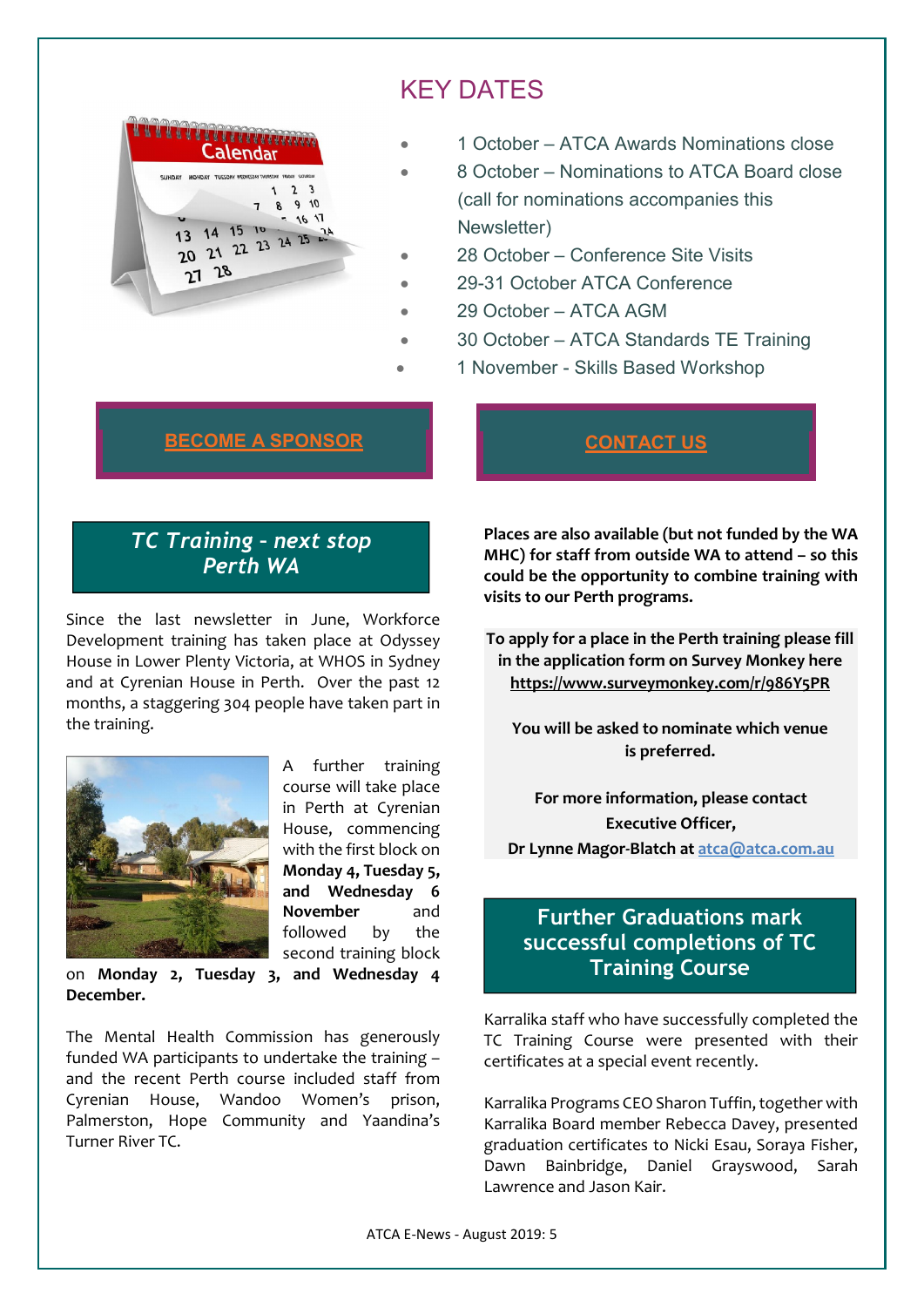## KEY DATES

- 1 October – ATCA Awards Nominations close
- 8 October – Nominations to ATCA Board close (call for nominations accompanies this Newsletter)
- 28 October – Conference Site Visits
- 29-31 October ATCA Conference
- 29 October – ATCA AGM
- 30 October – ATCA Standards TE Training
- 1 November - Skills Based Workshop

**BECOME A SPONSOR**

**CONTACT US**

## *TC Training - next stop Perth WA*

Since the last newsletter in June, Workforce Development training has taken place at Odyssey House in Lower Plenty Victoria, at WHOS in Sydney and at Cyrenian House in Perth. Over the past 12 months, a staggering 304 people have taken part in the training.

A further training course will take place in Perth at Cyrenian House, commencing with the first block on **Monday 4, Tuesday 5, and Wednesday 6 November** and followed by the second training block on **Monday 2, Tuesday 3, and Wednesday 4 December.**

The Mental Health Commission has generously funded WA participants to undertake the training – and the recent Perth course included staff from Cyrenian House, Wandoo Women's prison, Palmerston, Hope Community and Yaandina's Turner River TC.

**Places are also available (but not funded by the WA MHC) for staff from outside WA to attend – so this could be the opportunity to combine training with visits to our Perth programs.**

**To apply for a place in the Perth training please fill in the application form on Survey Monkey here https://www.surveymonkey.com/r/986Y5PR**

**You will be asked to nominate which venue is preferred.**

**For more information, please contact Executive Officer, Dr Lynne Magor-Blatch at atca@atca.com.au**

## Further Graduations mark successful completions of TC Training Course

Karralika staff who have successfully completed the TC Training Course were presented with their certificates at a special event recently.

Karralika Programs CEO Sharon Tuffin, together with Karralika Board member Rebecca Davey, presented graduation certificates to Nicki Esau, Soraya Fisher, Dawn Bainbridge, Daniel Grayswood, Sarah Lawrence and Jason Kair.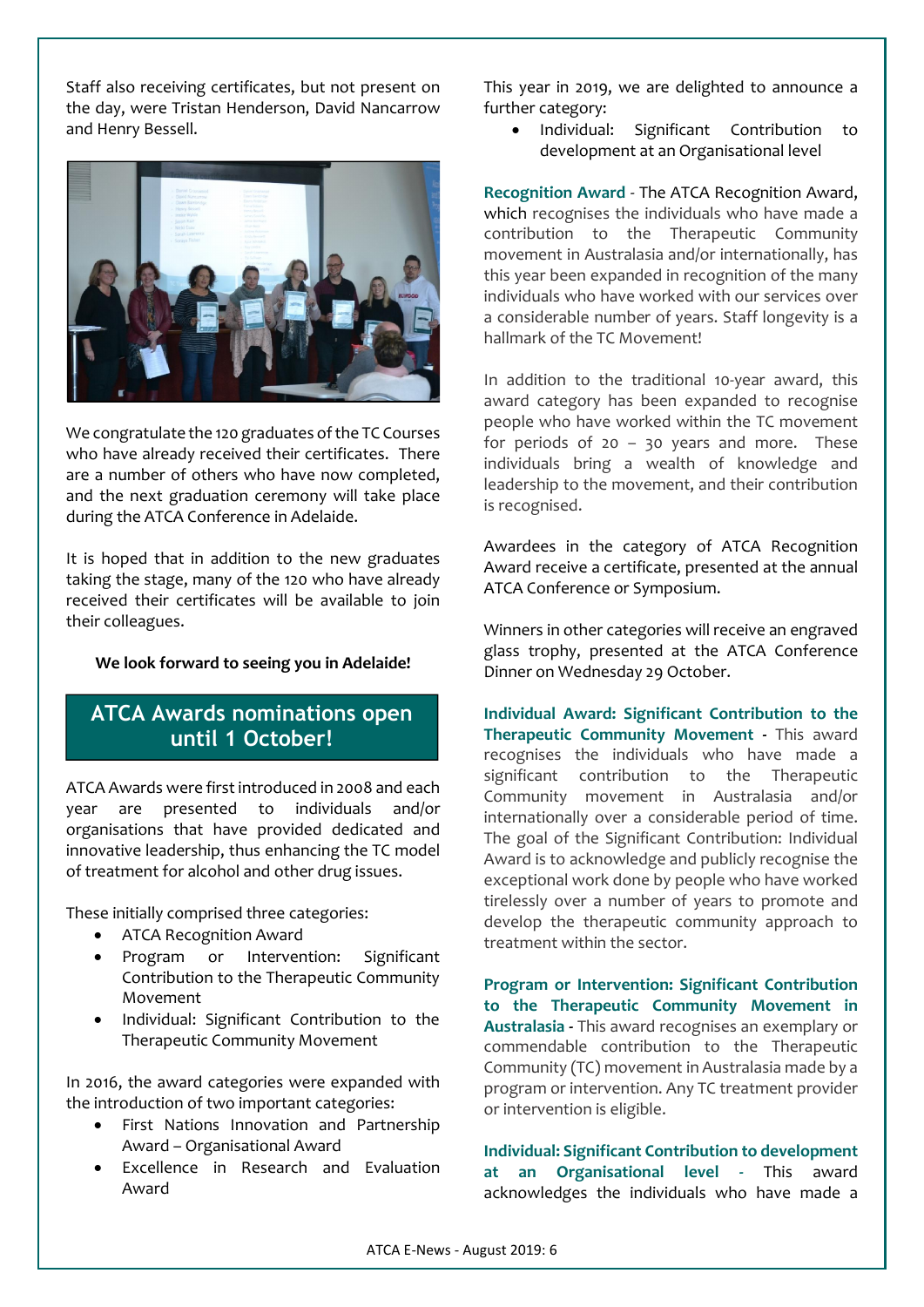Staff also receiving certificates, but not present on the day, were Tristan Henderson, David Nancarrow and Henry Bessell.

We congratulate the 120 graduates of the TC Courses who have already received their certificates. There are a number of others who have now completed, and the next graduation ceremony will take place during the ATCA Conference in Adelaide.

It is hoped that in addition to the new graduates taking the stage, many of the 120 who have already received their certificates will be available to join their colleagues.

**We look forward to seeing you in Adelaide!**

## ATCA Awards nominations open until 1 October!

ATCA Awards were first introduced in 2008 and each year are presented to individuals and/or organisations that have provided dedicated and innovative leadership, thus enhancing the TC model of treatment for alcohol and other drug issues.

These initially comprised three categories:

- ATCA Recognition Award
- Program or Intervention: Significant Contribution to the Therapeutic Community Movement
- Individual: Significant Contribution to the Therapeutic Community Movement

In 2016, the award categories were expanded with the introduction of two important categories:

- First Nations Innovation and Partnership Award – Organisational Award
- Excellence in Research and Evaluation Award

This year in 2019, we are delighted to announce a further category:

- Individual: Significant Contribution to development at an Organisational level

**Recognition Award** - The ATCA Recognition Award, which recognises the individuals who have made a contribution to the Therapeutic Community movement in Australasia and/or internationally, has this year been expanded in recognition of the many individuals who have worked with our services over a considerable number of years. Staff longevity is a hallmark of the TC Movement!

In addition to the traditional 10-year award, this award category has been expanded to recognise people who have worked within the TC movement for periods of 20 – 30 years and more. These individuals bring a wealth of knowledge and leadership to the movement, and their contribution is recognised.

Awardees in the category of ATCA Recognition Award receive a certificate, presented at the annual ATCA Conference or Symposium.

Winners in other categories will receive an engraved glass trophy, presented at the ATCA Conference Dinner on Wednesday 29 October.

**Individual Award: Significant Contribution to the Therapeutic Community Movement** - This award recognises the individuals who have made a significant contribution to the Therapeutic Community movement in Australasia and/or internationally over a considerable period of time. The goal of the Significant Contribution: Individual Award is to acknowledge and publicly recognise the exceptional work done by people who have worked tirelessly over a number of years to promote and develop the therapeutic community approach to treatment within the sector.

**Program or Intervention: Significant Contribution to the Therapeutic Community Movement in Australasia** - This award recognises an exemplary or commendable contribution to the Therapeutic Community (TC) movement in Australasia made by a program or intervention. Any TC treatment provider or intervention is eligible.

**Individual: Significant Contribution to development at an Organisational level** - This award acknowledges the individuals who have made a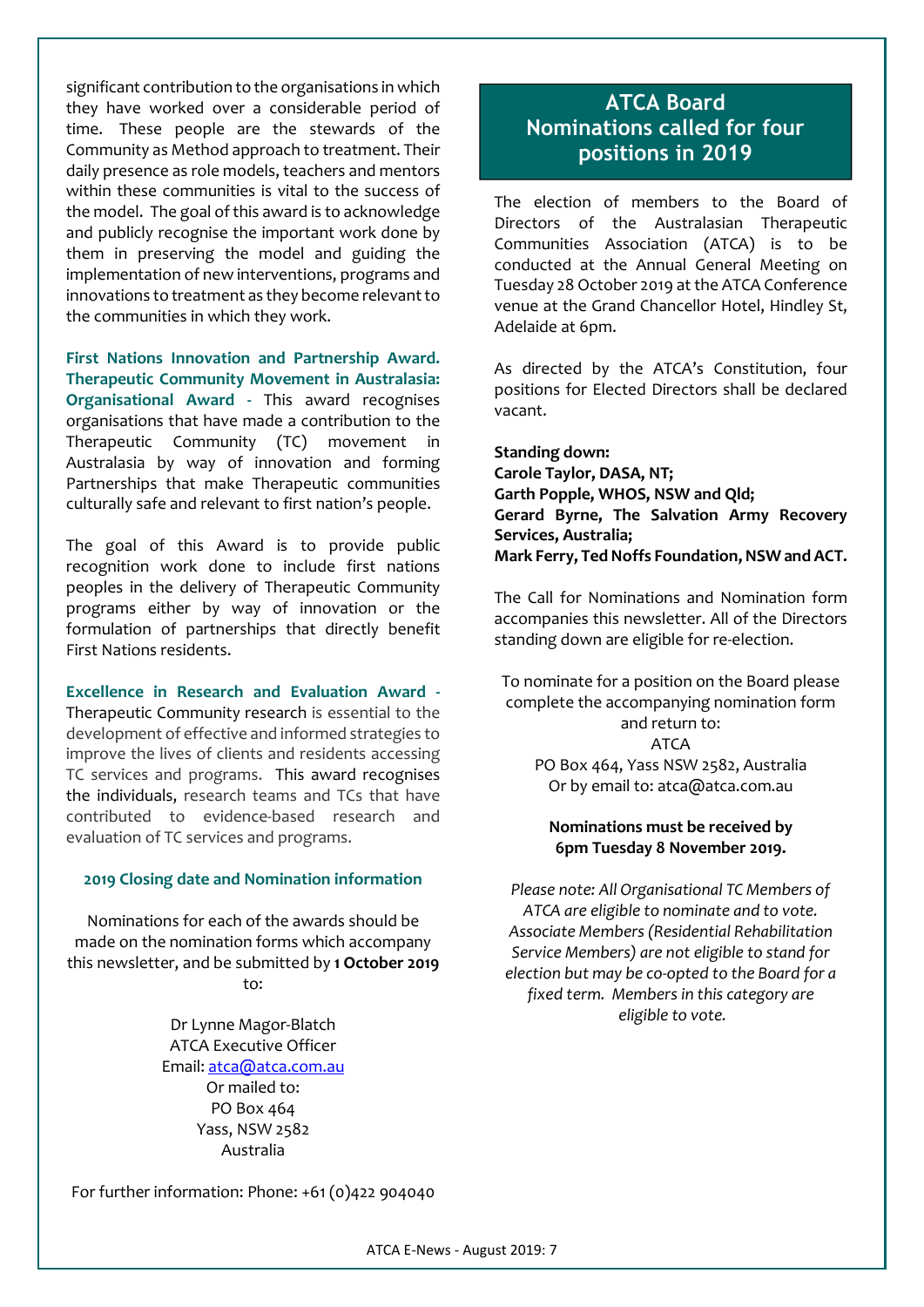significant contribution to the organisations in which they have worked over a considerable period of time. These people are the stewards of the Community as Method approach to treatment. Their daily presence as role models, teachers and mentors within these communities is vital to the success of the model. The goal of this award is to acknowledge and publicly recognise the important work done by them in preserving the model and guiding the implementation of new interventions, programs and innovations to treatment as they become relevant to the communities in which they work.

**First Nations Innovation and Partnership Award. Therapeutic Community Movement in Australasia: Organisational Award** - This award recognises organisations that have made a contribution to the Therapeutic Community (TC) movement in Australasia by way of innovation and forming Partnerships that make Therapeutic communities culturally safe and relevant to first nation's people.

The goal of this Award is to provide public recognition work done to include first nations peoples in the delivery of Therapeutic Community programs either by way of innovation or the formulation of partnerships that directly benefit First Nations residents.

**Excellence in Research and Evaluation Award** - Therapeutic Community research is essential to the development of effective and informed strategies to improve the lives of clients and residents accessing TC services and programs. This award recognises the individuals, research teams and TCs that have contributed to evidence-based research and evaluation of TC services and programs.

### 2019 Closing date and Nomination information

Nominations for each of the awards should be made on the nomination forms which accompany this newsletter, and be submitted by **1 October 2019** to:

Dr Lynne Magor-Blatch
ATCA Executive Officer
Email: atca@atca.com.au
Or mailed to:
PO Box 464
Yass, NSW 2582
Australia

For further information: Phone: +61 (0)422 904040

## ATCA Board Nominations called for four positions in 2019

The election of members to the Board of Directors of the Australasian Therapeutic Communities Association (ATCA) is to be conducted at the Annual General Meeting on Tuesday 28 October 2019 at the ATCA Conference venue at the Grand Chancellor Hotel, Hindley St, Adelaide at 6pm.

As directed by the ATCA's Constitution, four positions for Elected Directors shall be declared vacant.

**Standing down:**
**Carole Taylor, DASA, NT;**
**Garth Popple, WHOS, NSW and Qld;**
**Gerard Byrne, The Salvation Army Recovery Services, Australia;**
**Mark Ferry, Ted Noffs Foundation, NSW and ACT.**

The Call for Nominations and Nomination form accompanies this newsletter. All of the Directors standing down are eligible for re-election.

To nominate for a position on the Board please complete the accompanying nomination form and return to:
ATCA
PO Box 464, Yass NSW 2582, Australia
Or by email to: atca@atca.com.au

**Nominations must be received by 6pm Tuesday 8 November 2019.**

*Please note: All Organisational TC Members of ATCA are eligible to nominate and to vote. Associate Members (Residential Rehabilitation Service Members) are not eligible to stand for election but may be co-opted to the Board for a fixed term. Members in this category are eligible to vote.*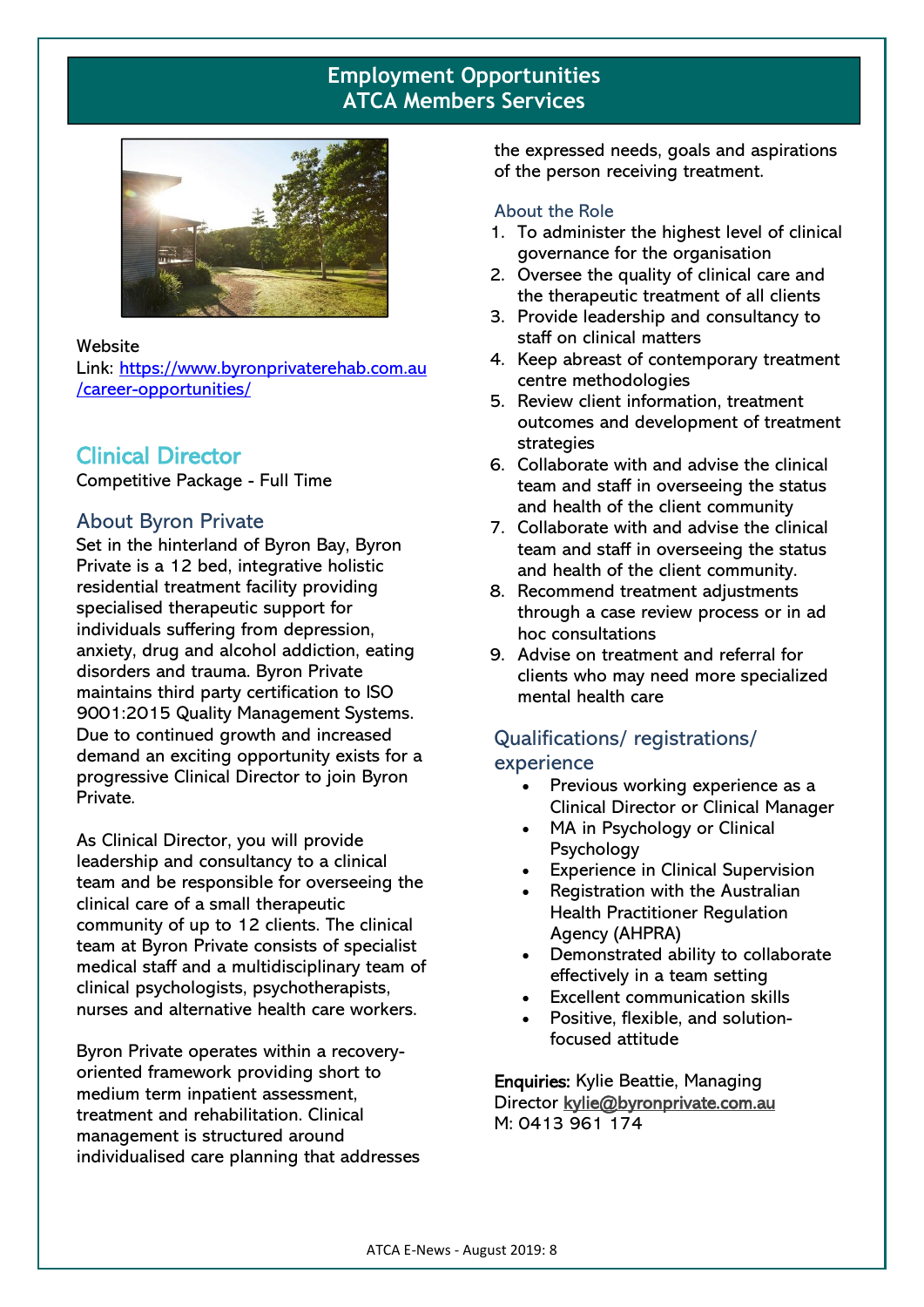# Employment Opportunities
# ATCA Members Services

Website Link: https://www.byronprivaterehab.com.au/career-opportunities/

## Clinical Director

Competitive Package - Full Time

### About Byron Private

Set in the hinterland of Byron Bay, Byron Private is a 12 bed, integrative holistic residential treatment facility providing specialised therapeutic support for individuals suffering from depression, anxiety, drug and alcohol addiction, eating disorders and trauma. Byron Private maintains third party certification to ISO 9001:2015 Quality Management Systems. Due to continued growth and increased demand an exciting opportunity exists for a progressive Clinical Director to join Byron Private.

As Clinical Director, you will provide leadership and consultancy to a clinical team and be responsible for overseeing the clinical care of a small therapeutic community of up to 12 clients. The clinical team at Byron Private consists of specialist medical staff and a multidisciplinary team of clinical psychologists, psychotherapists, nurses and alternative health care workers.

Byron Private operates within a recovery-oriented framework providing short to medium term inpatient assessment, treatment and rehabilitation. Clinical management is structured around individualised care planning that addresses the expressed needs, goals and aspirations of the person receiving treatment.

### About the Role

1. To administer the highest level of clinical governance for the organisation
2. Oversee the quality of clinical care and the therapeutic treatment of all clients
3. Provide leadership and consultancy to staff on clinical matters
4. Keep abreast of contemporary treatment centre methodologies
5. Review client information, treatment outcomes and development of treatment strategies
6. Collaborate with and advise the clinical team and staff in overseeing the status and health of the client community
7. Collaborate with and advise the clinical team and staff in overseeing the status and health of the client community.
8. Recommend treatment adjustments through a case review process or in ad hoc consultations
9. Advise on treatment and referral for clients who may need more specialized mental health care

### Qualifications/ registrations/ experience

- Previous working experience as a Clinical Director or Clinical Manager
- MA in Psychology or Clinical Psychology
- Experience in Clinical Supervision
- Registration with the Australian Health Practitioner Regulation Agency (AHPRA)
- Demonstrated ability to collaborate effectively in a team setting
- Excellent communication skills
- Positive, flexible, and solution-focused attitude

**Enquiries:** Kylie Beattie, Managing Director kylie@byronprivate.com.au
M: 0413 961 174